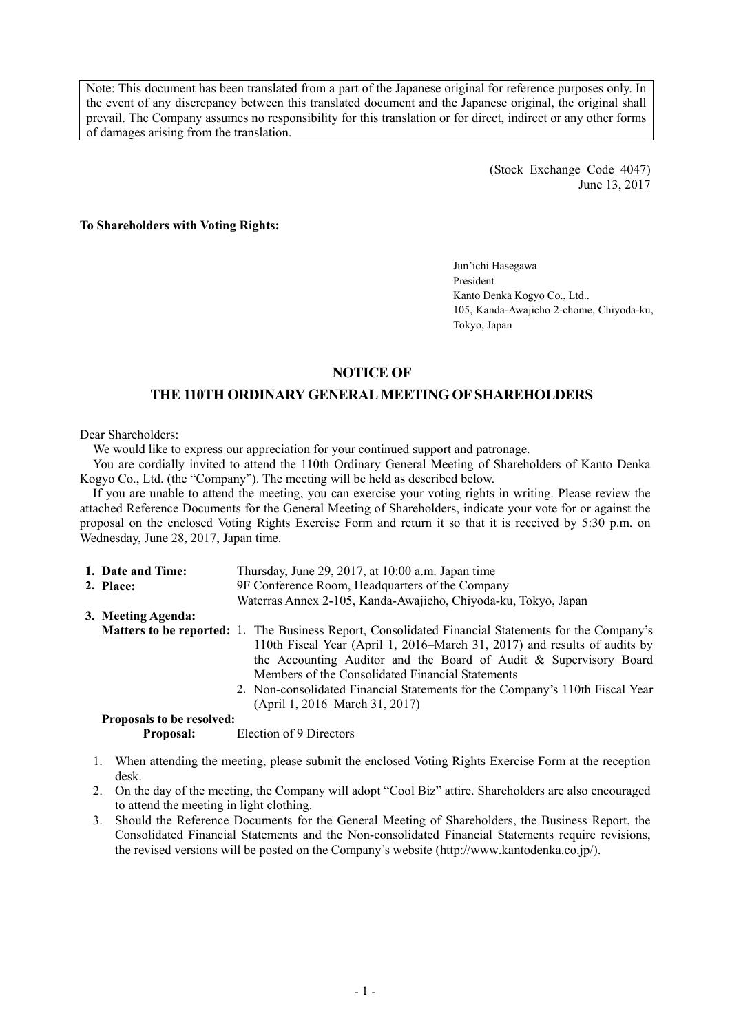Note: This document has been translated from a part of the Japanese original for reference purposes only. In the event of any discrepancy between this translated document and the Japanese original, the original shall prevail. The Company assumes no responsibility for this translation or for direct, indirect or any other forms of damages arising from the translation.

(Stock Exchange Code 4047)
June 13, 2017

**To Shareholders with Voting Rights:**

Jun'ichi Hasegawa
President
Kanto Denka Kogyo Co., Ltd..
105, Kanda-Awajicho 2-chome, Chiyoda-ku, Tokyo, Japan

## NOTICE OF
## THE 110TH ORDINARY GENERAL MEETING OF SHAREHOLDERS

Dear Shareholders:

We would like to express our appreciation for your continued support and patronage.

You are cordially invited to attend the 110th Ordinary General Meeting of Shareholders of Kanto Denka Kogyo Co., Ltd. (the "Company"). The meeting will be held as described below.

If you are unable to attend the meeting, you can exercise your voting rights in writing. Please review the attached Reference Documents for the General Meeting of Shareholders, indicate your vote for or against the proposal on the enclosed Voting Rights Exercise Form and return it so that it is received by 5:30 p.m. on Wednesday, June 28, 2017, Japan time.

**1. Date and Time:** Thursday, June 29, 2017, at 10:00 a.m. Japan time

**2. Place:** 9F Conference Room, Headquarters of the Company
Waterras Annex 2-105, Kanda-Awajicho, Chiyoda-ku, Tokyo, Japan

**3. Meeting Agenda:**

**Matters to be reported:**
1. The Business Report, Consolidated Financial Statements for the Company's 110th Fiscal Year (April 1, 2016–March 31, 2017) and results of audits by the Accounting Auditor and the Board of Audit & Supervisory Board Members of the Consolidated Financial Statements
2. Non-consolidated Financial Statements for the Company's 110th Fiscal Year (April 1, 2016–March 31, 2017)

**Proposals to be resolved:**

**Proposal:** Election of 9 Directors

1. When attending the meeting, please submit the enclosed Voting Rights Exercise Form at the reception desk.
2. On the day of the meeting, the Company will adopt "Cool Biz" attire. Shareholders are also encouraged to attend the meeting in light clothing.
3. Should the Reference Documents for the General Meeting of Shareholders, the Business Report, the Consolidated Financial Statements and the Non-consolidated Financial Statements require revisions, the revised versions will be posted on the Company's website (http://www.kantodenka.co.jp/).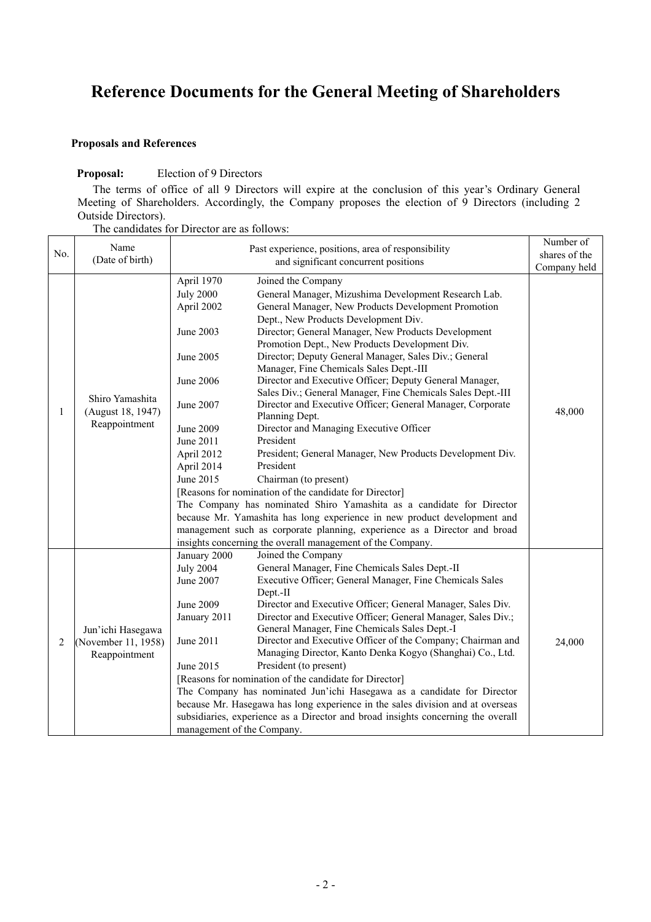# Reference Documents for the General Meeting of Shareholders

**Proposals and References**

**Proposal:** Election of 9 Directors

The terms of office of all 9 Directors will expire at the conclusion of this year's Ordinary General Meeting of Shareholders. Accordingly, the Company proposes the election of 9 Directors (including 2 Outside Directors).

The candidates for Director are as follows:

| No. | Name (Date of birth) | Past experience, positions, area of responsibility and significant concurrent positions | Number of shares of the Company held |
|---|---|---|---|
| 1 | Shiro Yamashita (August 18, 1947) Reappointment | April 1970: Joined the Company<br>July 2000: General Manager, Mizushima Development Research Lab.<br>April 2002: General Manager, New Products Development Promotion Dept., New Products Development Div.<br>June 2003: Director; General Manager, New Products Development Promotion Dept., New Products Development Div.<br>June 2005: Director; Deputy General Manager, Sales Div.; General Manager, Fine Chemicals Sales Dept.-III<br>June 2006: Director and Executive Officer; Deputy General Manager, Sales Div.; General Manager, Fine Chemicals Sales Dept.-III<br>June 2007: Director and Executive Officer; General Manager, Corporate Planning Dept.<br>June 2009: Director and Managing Executive Officer<br>June 2011: President<br>April 2012: President; General Manager, New Products Development Div.<br>April 2014: President<br>June 2015: Chairman (to present)<br>[Reasons for nomination of the candidate for Director]<br>The Company has nominated Shiro Yamashita as a candidate for Director because Mr. Yamashita has long experience in new product development and management such as corporate planning, experience as a Director and broad insights concerning the overall management of the Company. | 48,000 |
| 2 | Jun'ichi Hasegawa (November 11, 1958) Reappointment | January 2000: Joined the Company<br>July 2004: General Manager, Fine Chemicals Sales Dept.-II<br>June 2007: Executive Officer; General Manager, Fine Chemicals Sales Dept.-II<br>June 2009: Director and Executive Officer; General Manager, Sales Div.<br>January 2011: Director and Executive Officer; General Manager, Sales Div.; General Manager, Fine Chemicals Sales Dept.-I<br>June 2011: Director and Executive Officer of the Company; Chairman and Managing Director, Kanto Denka Kogyo (Shanghai) Co., Ltd.<br>June 2015: President (to present)<br>[Reasons for nomination of the candidate for Director]<br>The Company has nominated Jun'ichi Hasegawa as a candidate for Director because Mr. Hasegawa has long experience in the sales division and at overseas subsidiaries, experience as a Director and broad insights concerning the overall management of the Company. | 24,000 |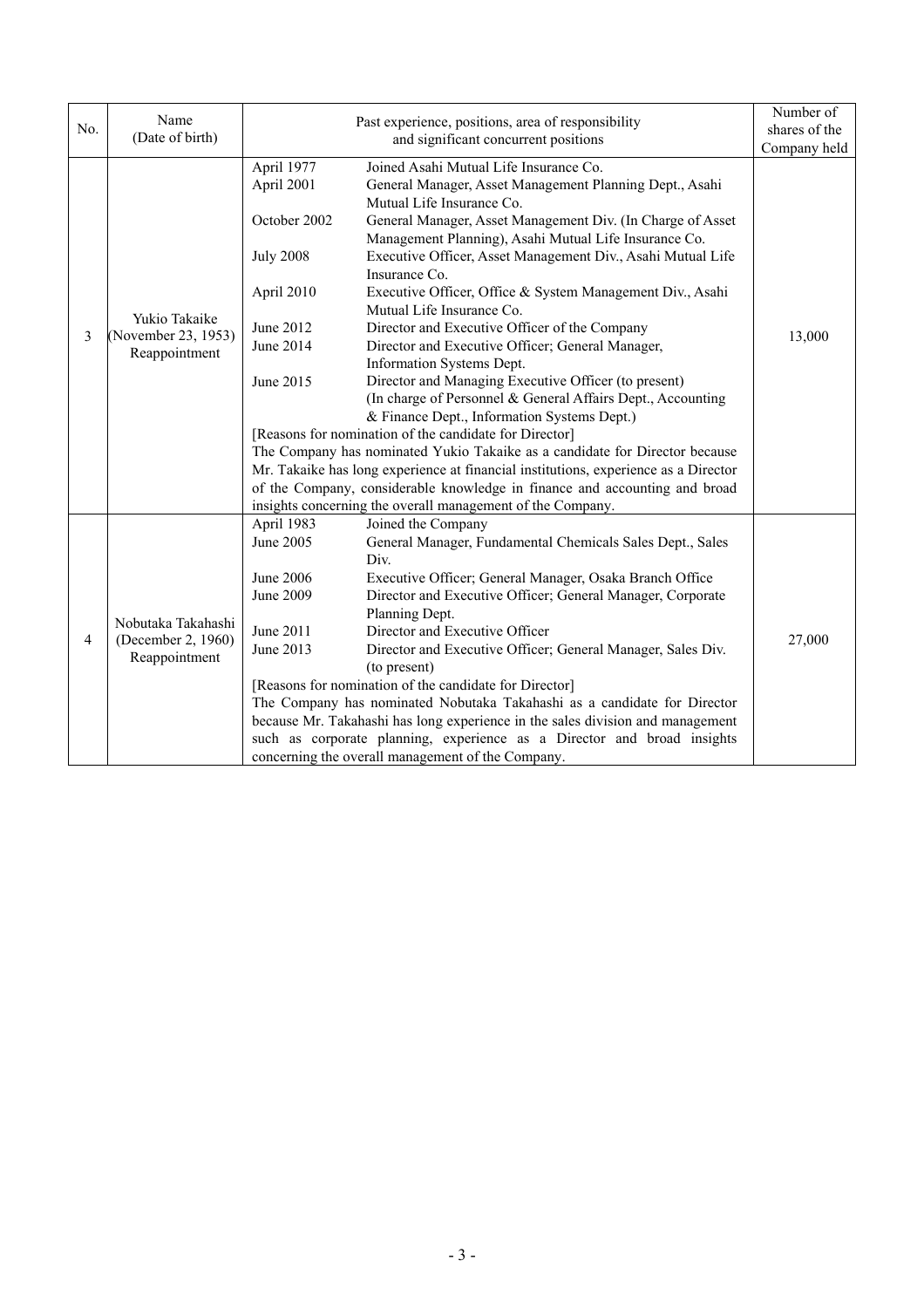| No. | Name (Date of birth) | Past experience, positions, area of responsibility and significant concurrent positions | Number of shares of the Company held |
|---|---|---|---|
| 3 | Yukio Takaike (November 23, 1953) Reappointment | April 1977 Joined Asahi Mutual Life Insurance Co.<br>April 2001 General Manager, Asset Management Planning Dept., Asahi Mutual Life Insurance Co.<br>October 2002 General Manager, Asset Management Div. (In Charge of Asset Management Planning), Asahi Mutual Life Insurance Co.<br>July 2008 Executive Officer, Asset Management Div., Asahi Mutual Life Insurance Co.<br>April 2010 Executive Officer, Office & System Management Div., Asahi Mutual Life Insurance Co.<br>June 2012 Director and Executive Officer of the Company<br>June 2014 Director and Executive Officer; General Manager, Information Systems Dept.<br>June 2015 Director and Managing Executive Officer (to present) (In charge of Personnel & General Affairs Dept., Accounting & Finance Dept., Information Systems Dept.)<br>[Reasons for nomination of the candidate for Director]<br>The Company has nominated Yukio Takaike as a candidate for Director because Mr. Takaike has long experience at financial institutions, experience as a Director of the Company, considerable knowledge in finance and accounting and broad insights concerning the overall management of the Company. | 13,000 |
| 4 | Nobutaka Takahashi (December 2, 1960) Reappointment | April 1983 Joined the Company<br>June 2005 General Manager, Fundamental Chemicals Sales Dept., Sales Div.<br>June 2006 Executive Officer; General Manager, Osaka Branch Office<br>June 2009 Director and Executive Officer; General Manager, Corporate Planning Dept.<br>June 2011 Director and Executive Officer<br>June 2013 Director and Executive Officer; General Manager, Sales Div. (to present)<br>[Reasons for nomination of the candidate for Director]<br>The Company has nominated Nobutaka Takahashi as a candidate for Director because Mr. Takahashi has long experience in the sales division and management such as corporate planning, experience as a Director and broad insights concerning the overall management of the Company. | 27,000 |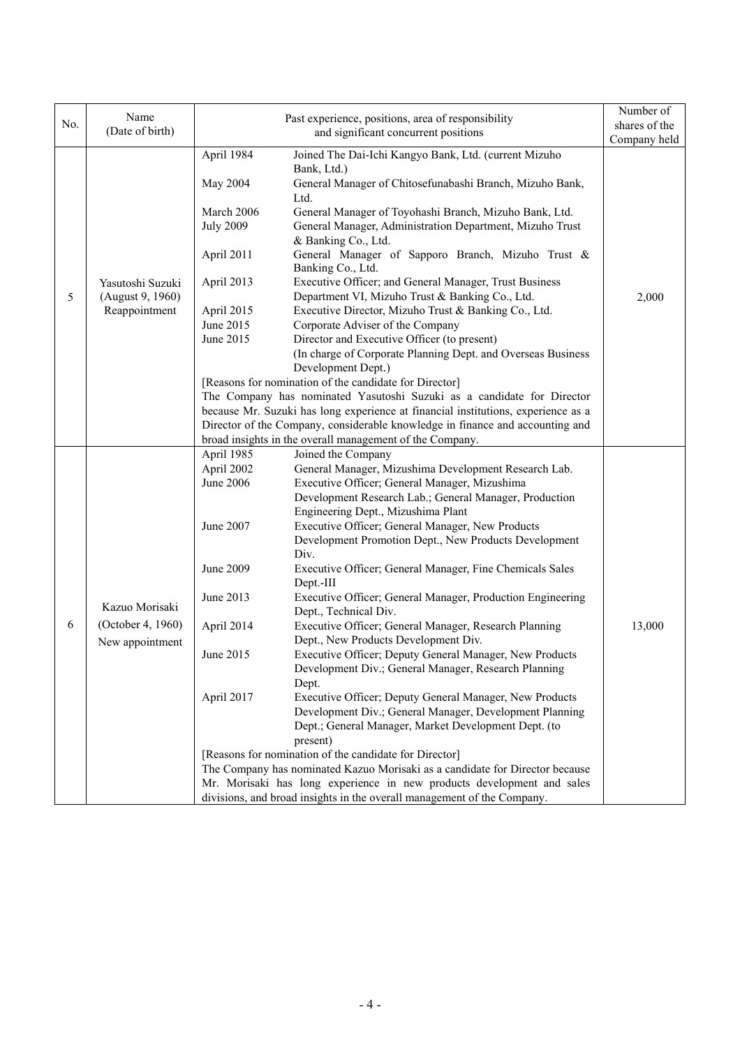| No. | Name (Date of birth) | Past experience, positions, area of responsibility and significant concurrent positions | Number of shares of the Company held |
|---|---|---|---|
| 5 | Yasutoshi Suzuki (August 9, 1960) Reappointment | April 1984 Joined The Dai-Ichi Kangyo Bank, Ltd. (current Mizuho Bank, Ltd.)<br>May 2004 General Manager of Chitosefunabashi Branch, Mizuho Bank, Ltd.<br>March 2006 General Manager of Toyohashi Branch, Mizuho Bank, Ltd.<br>July 2009 General Manager, Administration Department, Mizuho Trust & Banking Co., Ltd.<br>April 2011 General Manager of Sapporo Branch, Mizuho Trust & Banking Co., Ltd.<br>April 2013 Executive Officer; and General Manager, Trust Business Department VI, Mizuho Trust & Banking Co., Ltd.<br>April 2015 Executive Director, Mizuho Trust & Banking Co., Ltd.<br>June 2015 Corporate Adviser of the Company<br>June 2015 Director and Executive Officer (to present)<br>(In charge of Corporate Planning Dept. and Overseas Business Development Dept.)<br>[Reasons for nomination of the candidate for Director]<br>The Company has nominated Yasutoshi Suzuki as a candidate for Director because Mr. Suzuki has long experience at financial institutions, experience as a Director of the Company, considerable knowledge in finance and accounting and broad insights in the overall management of the Company. | 2,000 |
| 6 | Kazuo Morisaki (October 4, 1960) New appointment | April 1985 Joined the Company<br>April 2002 General Manager, Mizushima Development Research Lab.<br>June 2006 Executive Officer; General Manager, Mizushima Development Research Lab.; General Manager, Production Engineering Dept., Mizushima Plant<br>June 2007 Executive Officer; General Manager, New Products Development Promotion Dept., New Products Development Div.<br>June 2009 Executive Officer; General Manager, Fine Chemicals Sales Dept.-III<br>June 2013 Executive Officer; General Manager, Production Engineering Dept., Technical Div.<br>April 2014 Executive Officer; General Manager, Research Planning Dept., New Products Development Div.<br>June 2015 Executive Officer; Deputy General Manager, New Products Development Div.; General Manager, Research Planning Dept.<br>April 2017 Executive Officer; Deputy General Manager, New Products Development Div.; General Manager, Development Planning Dept.; General Manager, Market Development Dept. (to present)<br>[Reasons for nomination of the candidate for Director]<br>The Company has nominated Kazuo Morisaki as a candidate for Director because Mr. Morisaki has long experience in new products development and sales divisions, and broad insights in the overall management of the Company. | 13,000 |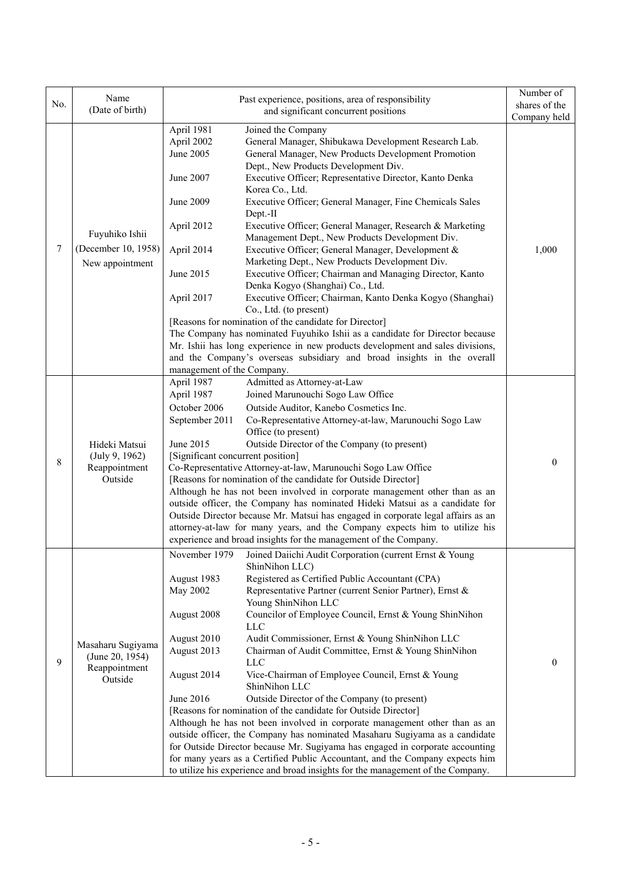| No. | Name (Date of birth) | Past experience, positions, area of responsibility and significant concurrent positions | Number of shares of the Company held |
|---|---|---|---|
| 7 | Fuyuhiko Ishii (December 10, 1958) New appointment | April 1981 Joined the Company<br>April 2002 General Manager, Shibukawa Development Research Lab.<br>June 2005 General Manager, New Products Development Promotion Dept., New Products Development Div.<br>June 2007 Executive Officer; Representative Director, Kanto Denka Korea Co., Ltd.<br>June 2009 Executive Officer; General Manager, Fine Chemicals Sales Dept.-II<br>April 2012 Executive Officer; General Manager, Research & Marketing Management Dept., New Products Development Div.<br>April 2014 Executive Officer; General Manager, Development & Marketing Dept., New Products Development Div.<br>June 2015 Executive Officer; Chairman and Managing Director, Kanto Denka Kogyo (Shanghai) Co., Ltd.<br>April 2017 Executive Officer; Chairman, Kanto Denka Kogyo (Shanghai) Co., Ltd. (to present)<br>[Reasons for nomination of the candidate for Director]<br>The Company has nominated Fuyuhiko Ishii as a candidate for Director because Mr. Ishii has long experience in new products development and sales divisions, and the Company's overseas subsidiary and broad insights in the overall management of the Company. | 1,000 |
| 8 | Hideki Matsui (July 9, 1962) Reappointment Outside | April 1987 Admitted as Attorney-at-Law<br>April 1987 Joined Marunouchi Sogo Law Office<br>October 2006 Outside Auditor, Kanebo Cosmetics Inc.<br>September 2011 Co-Representative Attorney-at-law, Marunouchi Sogo Law Office (to present)<br>June 2015 Outside Director of the Company (to present)<br>[Significant concurrent position]<br>Co-Representative Attorney-at-law, Marunouchi Sogo Law Office<br>[Reasons for nomination of the candidate for Outside Director]<br>Although he has not been involved in corporate management other than as an outside officer, the Company has nominated Hideki Matsui as a candidate for Outside Director because Mr. Matsui has engaged in corporate legal affairs as an attorney-at-law for many years, and the Company expects him to utilize his experience and broad insights for the management of the Company. | 0 |
| 9 | Masaharu Sugiyama (June 20, 1954) Reappointment Outside | November 1979 Joined Daiichi Audit Corporation (current Ernst & Young ShinNihon LLC)<br>August 1983 Registered as Certified Public Accountant (CPA)<br>May 2002 Representative Partner (current Senior Partner), Ernst & Young ShinNihon LLC<br>August 2008 Councilor of Employee Council, Ernst & Young ShinNihon LLC<br>August 2010 Audit Commissioner, Ernst & Young ShinNihon LLC<br>August 2013 Chairman of Audit Committee, Ernst & Young ShinNihon LLC<br>August 2014 Vice-Chairman of Employee Council, Ernst & Young ShinNihon LLC<br>June 2016 Outside Director of the Company (to present)<br>[Reasons for nomination of the candidate for Outside Director]<br>Although he has not been involved in corporate management other than as an outside officer, the Company has nominated Masaharu Sugiyama as a candidate for Outside Director because Mr. Sugiyama has engaged in corporate accounting for many years as a Certified Public Accountant, and the Company expects him to utilize his experience and broad insights for the management of the Company. | 0 |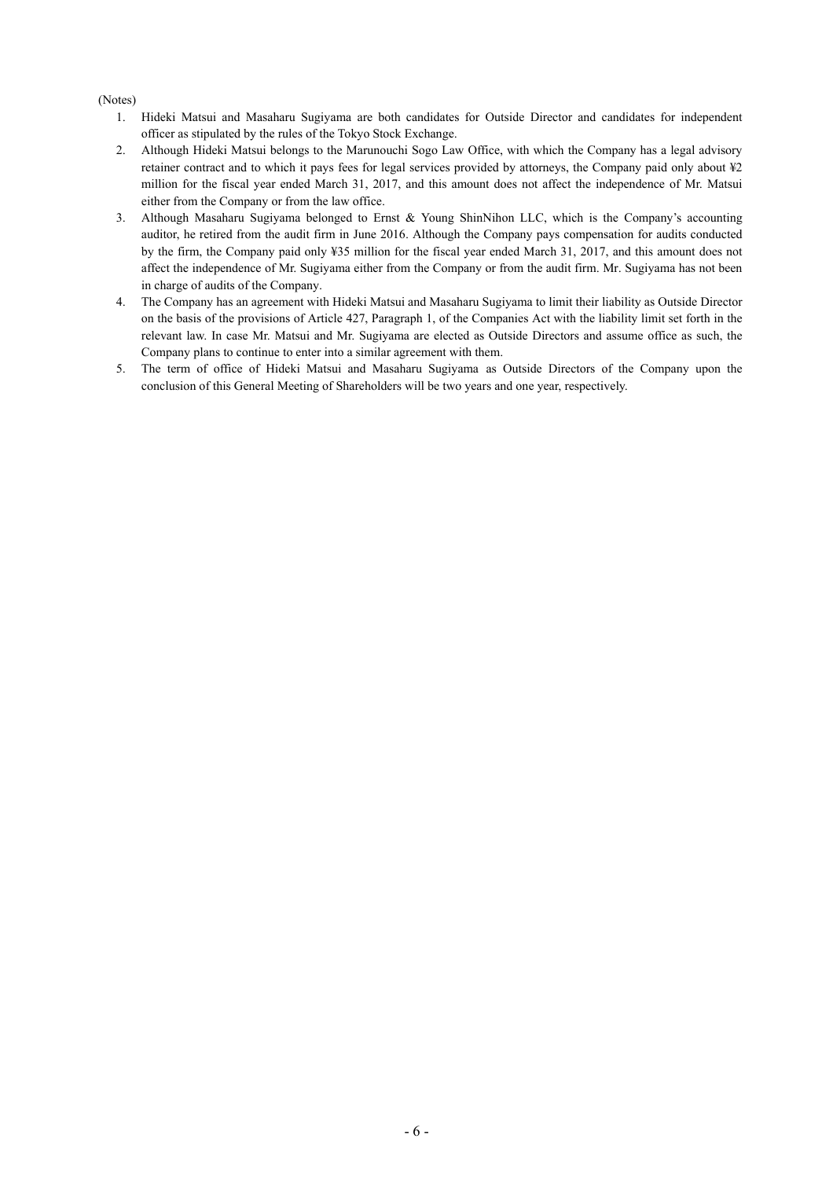(Notes)

1. Hideki Matsui and Masaharu Sugiyama are both candidates for Outside Director and candidates for independent officer as stipulated by the rules of the Tokyo Stock Exchange.
2. Although Hideki Matsui belongs to the Marunouchi Sogo Law Office, with which the Company has a legal advisory retainer contract and to which it pays fees for legal services provided by attorneys, the Company paid only about ¥2 million for the fiscal year ended March 31, 2017, and this amount does not affect the independence of Mr. Matsui either from the Company or from the law office.
3. Although Masaharu Sugiyama belonged to Ernst & Young ShinNihon LLC, which is the Company's accounting auditor, he retired from the audit firm in June 2016. Although the Company pays compensation for audits conducted by the firm, the Company paid only ¥35 million for the fiscal year ended March 31, 2017, and this amount does not affect the independence of Mr. Sugiyama either from the Company or from the audit firm. Mr. Sugiyama has not been in charge of audits of the Company.
4. The Company has an agreement with Hideki Matsui and Masaharu Sugiyama to limit their liability as Outside Director on the basis of the provisions of Article 427, Paragraph 1, of the Companies Act with the liability limit set forth in the relevant law. In case Mr. Matsui and Mr. Sugiyama are elected as Outside Directors and assume office as such, the Company plans to continue to enter into a similar agreement with them.
5. The term of office of Hideki Matsui and Masaharu Sugiyama as Outside Directors of the Company upon the conclusion of this General Meeting of Shareholders will be two years and one year, respectively.